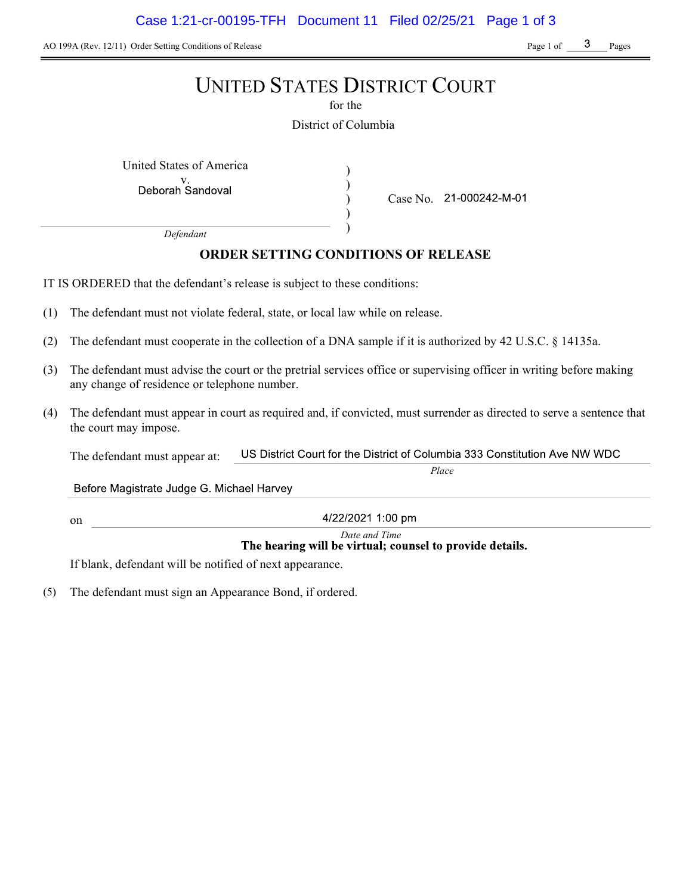AO 199A (Rev. 12/11) Order Setting Conditions of Release

# UNITED STATES DISTRICT COURT

for the

District of Columbia

United States of America
v.
Deborah Sandoval
*Defendant*

Case No. 21-000242-M-01

## ORDER SETTING CONDITIONS OF RELEASE

IT IS ORDERED that the defendant's release is subject to these conditions:

(1) The defendant must not violate federal, state, or local law while on release.

(2) The defendant must cooperate in the collection of a DNA sample if it is authorized by 42 U.S.C. § 14135a.

(3) The defendant must advise the court or the pretrial services office or supervising officer in writing before making any change of residence or telephone number.

(4) The defendant must appear in court as required and, if convicted, must surrender as directed to serve a sentence that the court may impose.

The defendant must appear at: US District Court for the District of Columbia 333 Constitution Ave NW WDC
*Place*

Before Magistrate Judge G. Michael Harvey

on 4/22/2021 1:00 pm
*Date and Time*

**The hearing will be virtual; counsel to provide details.**

If blank, defendant will be notified of next appearance.

(5) The defendant must sign an Appearance Bond, if ordered.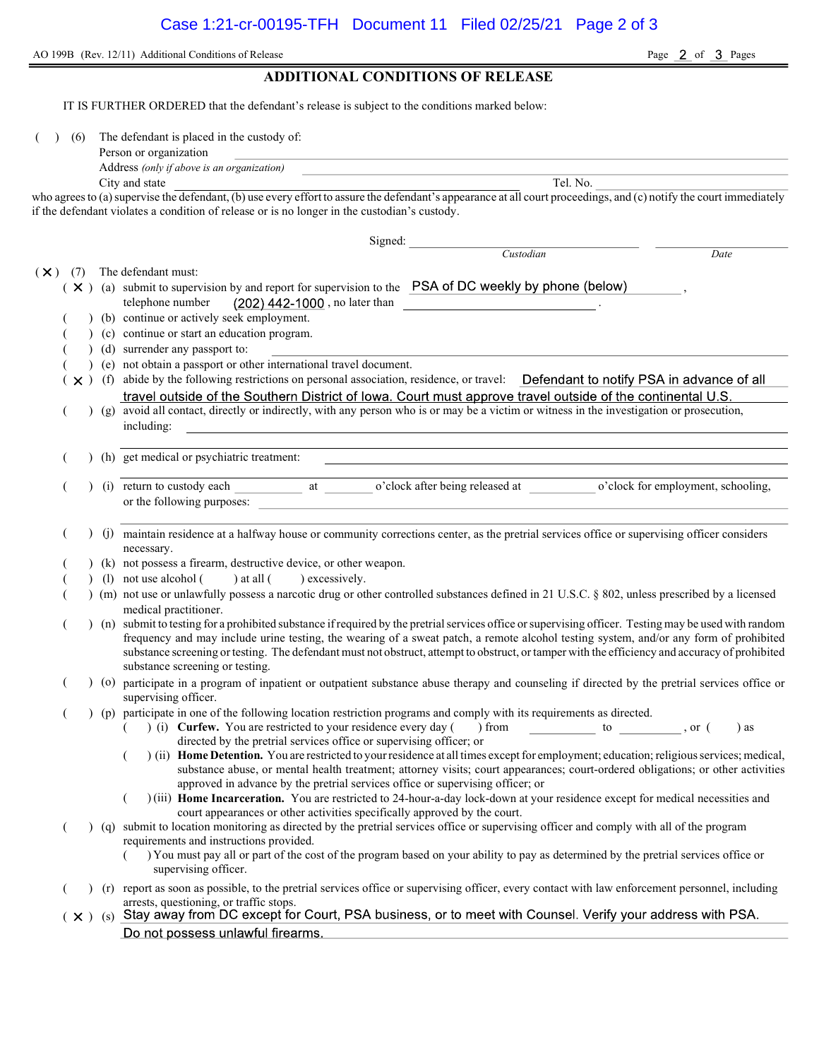AO 199B (Rev. 12/11) Additional Conditions of Release

## ADDITIONAL CONDITIONS OF RELEASE

IT IS FURTHER ORDERED that the defendant's release is subject to the conditions marked below:

( ) (6) The defendant is placed in the custody of:

Person or organization ______________________

Address *(only if above is an organization)* ______________________

City and state ______________________ Tel. No. ______________________

who agrees to (a) supervise the defendant, (b) use every effort to assure the defendant's appearance at all court proceedings, and (c) notify the court immediately if the defendant violates a condition of release or is no longer in the custodian's custody.

Signed: ______________________ ______________________
*Custodian* *Date*

(X) (7) The defendant must:

- ( X ) (a) submit to supervision by and report for supervision to the PSA of DC weekly by phone (below), telephone number (202) 442-1000, no later than ______________________.
- ( ) (b) continue or actively seek employment.
- ( ) (c) continue or start an education program.
- ( ) (d) surrender any passport to: ______________________
- ( ) (e) not obtain a passport or other international travel document.
- ( X ) (f) abide by the following restrictions on personal association, residence, or travel: Defendant to notify PSA in advance of all travel outside of the Southern District of Iowa. Court must approve travel outside of the continental U.S.
- ( ) (g) avoid all contact, directly or indirectly, with any person who is or may be a victim or witness in the investigation or prosecution, including: ______________________
- ( ) (h) get medical or psychiatric treatment: ______________________
- ( ) (i) return to custody each __________ at ________ o'clock after being released at __________ o'clock for employment, schooling, or the following purposes: ______________________
- ( ) (j) maintain residence at a halfway house or community corrections center, as the pretrial services office or supervising officer considers necessary.
- ( ) (k) not possess a firearm, destructive device, or other weapon.
- ( ) (l) not use alcohol ( ) at all ( ) excessively.
- ( ) (m) not use or unlawfully possess a narcotic drug or other controlled substances defined in 21 U.S.C. § 802, unless prescribed by a licensed medical practitioner.
- ( ) (n) submit to testing for a prohibited substance if required by the pretrial services office or supervising officer. Testing may be used with random frequency and may include urine testing, the wearing of a sweat patch, a remote alcohol testing system, and/or any form of prohibited substance screening or testing. The defendant must not obstruct, attempt to obstruct, or tamper with the efficiency and accuracy of prohibited substance screening or testing.
- ( ) (o) participate in a program of inpatient or outpatient substance abuse therapy and counseling if directed by the pretrial services office or supervising officer.
- ( ) (p) participate in one of the following location restriction programs and comply with its requirements as directed.
  - ( ) (i) **Curfew.** You are restricted to your residence every day ( ) from __________ to __________, or ( ) as directed by the pretrial services office or supervising officer; or
  - ( ) (ii) **Home Detention.** You are restricted to your residence at all times except for employment; education; religious services; medical, substance abuse, or mental health treatment; attorney visits; court appearances; court-ordered obligations; or other activities approved in advance by the pretrial services office or supervising officer; or
  - ( ) (iii) **Home Incarceration.** You are restricted to 24-hour-a-day lock-down at your residence except for medical necessities and court appearances or other activities specifically approved by the court.
- ( ) (q) submit to location monitoring as directed by the pretrial services office or supervising officer and comply with all of the program requirements and instructions provided.
  - ( ) You must pay all or part of the cost of the program based on your ability to pay as determined by the pretrial services office or supervising officer.
- ( ) (r) report as soon as possible, to the pretrial services office or supervising officer, every contact with law enforcement personnel, including arrests, questioning, or traffic stops.
- ( X ) (s) Stay away from DC except for Court, PSA business, or to meet with Counsel. Verify your address with PSA. Do not possess unlawful firearms.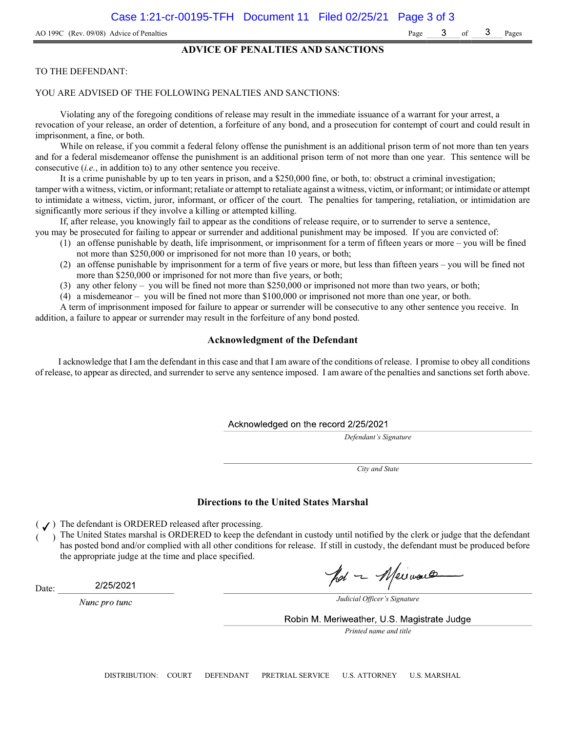AO 199C (Rev. 09/08) Advice of Penalties

## ADVICE OF PENALTIES AND SANCTIONS

TO THE DEFENDANT:

YOU ARE ADVISED OF THE FOLLOWING PENALTIES AND SANCTIONS:

Violating any of the foregoing conditions of release may result in the immediate issuance of a warrant for your arrest, a revocation of your release, an order of detention, a forfeiture of any bond, and a prosecution for contempt of court and could result in imprisonment, a fine, or both.

While on release, if you commit a federal felony offense the punishment is an additional prison term of not more than ten years and for a federal misdemeanor offense the punishment is an additional prison term of not more than one year. This sentence will be consecutive (*i.e.*, in addition to) to any other sentence you receive.

It is a crime punishable by up to ten years in prison, and a $250,000 fine, or both, to: obstruct a criminal investigation; tamper with a witness, victim, or informant; retaliate or attempt to retaliate against a witness, victim, or informant; or intimidate or attempt to intimidate a witness, victim, juror, informant, or officer of the court. The penalties for tampering, retaliation, or intimidation are significantly more serious if they involve a killing or attempted killing.

If, after release, you knowingly fail to appear as the conditions of release require, or to surrender to serve a sentence, you may be prosecuted for failing to appear or surrender and additional punishment may be imposed. If you are convicted of:

(1) an offense punishable by death, life imprisonment, or imprisonment for a term of fifteen years or more – you will be fined not more than $250,000 or imprisoned for not more than 10 years, or both;
(2) an offense punishable by imprisonment for a term of five years or more, but less than fifteen years – you will be fined not more than $250,000 or imprisoned for not more than five years, or both;
(3) any other felony – you will be fined not more than $250,000 or imprisoned not more than two years, or both;
(4) a misdemeanor – you will be fined not more than $100,000 or imprisoned not more than one year, or both.

A term of imprisonment imposed for failure to appear or surrender will be consecutive to any other sentence you receive. In addition, a failure to appear or surrender may result in the forfeiture of any bond posted.

### Acknowledgment of the Defendant

I acknowledge that I am the defendant in this case and that I am aware of the conditions of release. I promise to obey all conditions of release, to appear as directed, and surrender to serve any sentence imposed. I am aware of the penalties and sanctions set forth above.

Acknowledged on the record 2/25/2021
*Defendant's Signature*

*City and State*

### Directions to the United States Marshal

( ✓ ) The defendant is ORDERED released after processing.
(   ) The United States marshal is ORDERED to keep the defendant in custody until notified by the clerk or judge that the defendant has posted bond and/or complied with all other conditions for release. If still in custody, the defendant must be produced before the appropriate judge at the time and place specified.

Date: 2/25/2021
*Nunc pro tunc*

*Judicial Officer's Signature*

Robin M. Meriweather, U.S. Magistrate Judge
*Printed name and title*

DISTRIBUTION: COURT DEFENDANT PRETRIAL SERVICE U.S. ATTORNEY U.S. MARSHAL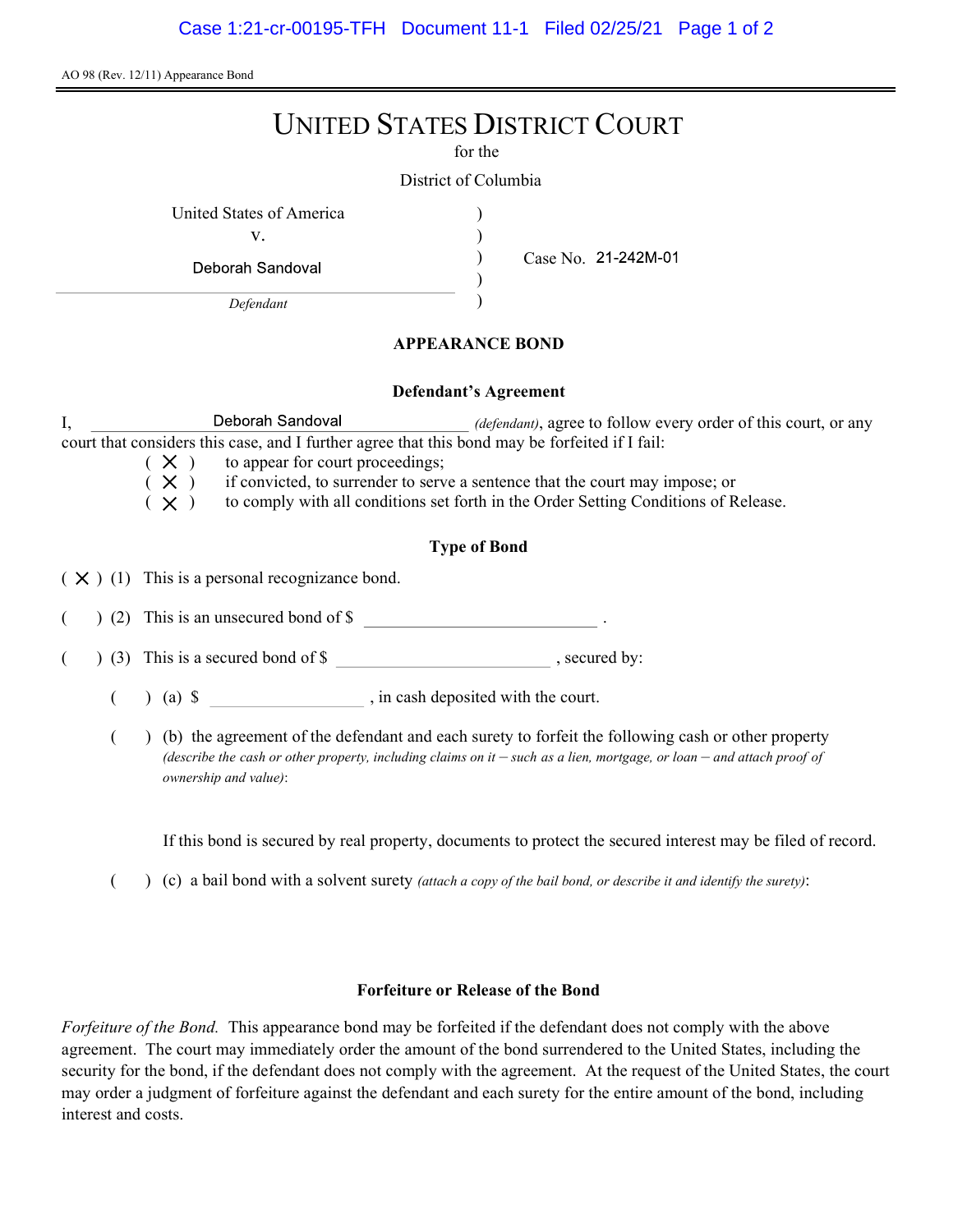AO 98 (Rev. 12/11) Appearance Bond

# UNITED STATES DISTRICT COURT

for the

District of Columbia

United States of America
v.
Deborah Sandoval
*Defendant*

Case No. 21-242M-01

## APPEARANCE BOND

### Defendant's Agreement

I, Deborah Sandoval *(defendant)*, agree to follow every order of this court, or any court that considers this case, and I further agree that this bond may be forfeited if I fail:

( X ) to appear for court proceedings;
( X ) if convicted, to surrender to serve a sentence that the court may impose; or
( X ) to comply with all conditions set forth in the Order Setting Conditions of Release.

### Type of Bond

( X ) (1) This is a personal recognizance bond.

( ) (2) This is an unsecured bond of $ ____________________ .

( ) (3) This is a secured bond of $ ____________________ , secured by:

( ) (a) $ ______________ , in cash deposited with the court.

( ) (b) the agreement of the defendant and each surety to forfeit the following cash or other property *(describe the cash or other property, including claims on it – such as a lien, mortgage, or loan – and attach proof of ownership and value)*:

If this bond is secured by real property, documents to protect the secured interest may be filed of record.

( ) (c) a bail bond with a solvent surety *(attach a copy of the bail bond, or describe it and identify the surety)*:

### Forfeiture or Release of the Bond

*Forfeiture of the Bond.* This appearance bond may be forfeited if the defendant does not comply with the above agreement. The court may immediately order the amount of the bond surrendered to the United States, including the security for the bond, if the defendant does not comply with the agreement. At the request of the United States, the court may order a judgment of forfeiture against the defendant and each surety for the entire amount of the bond, including interest and costs.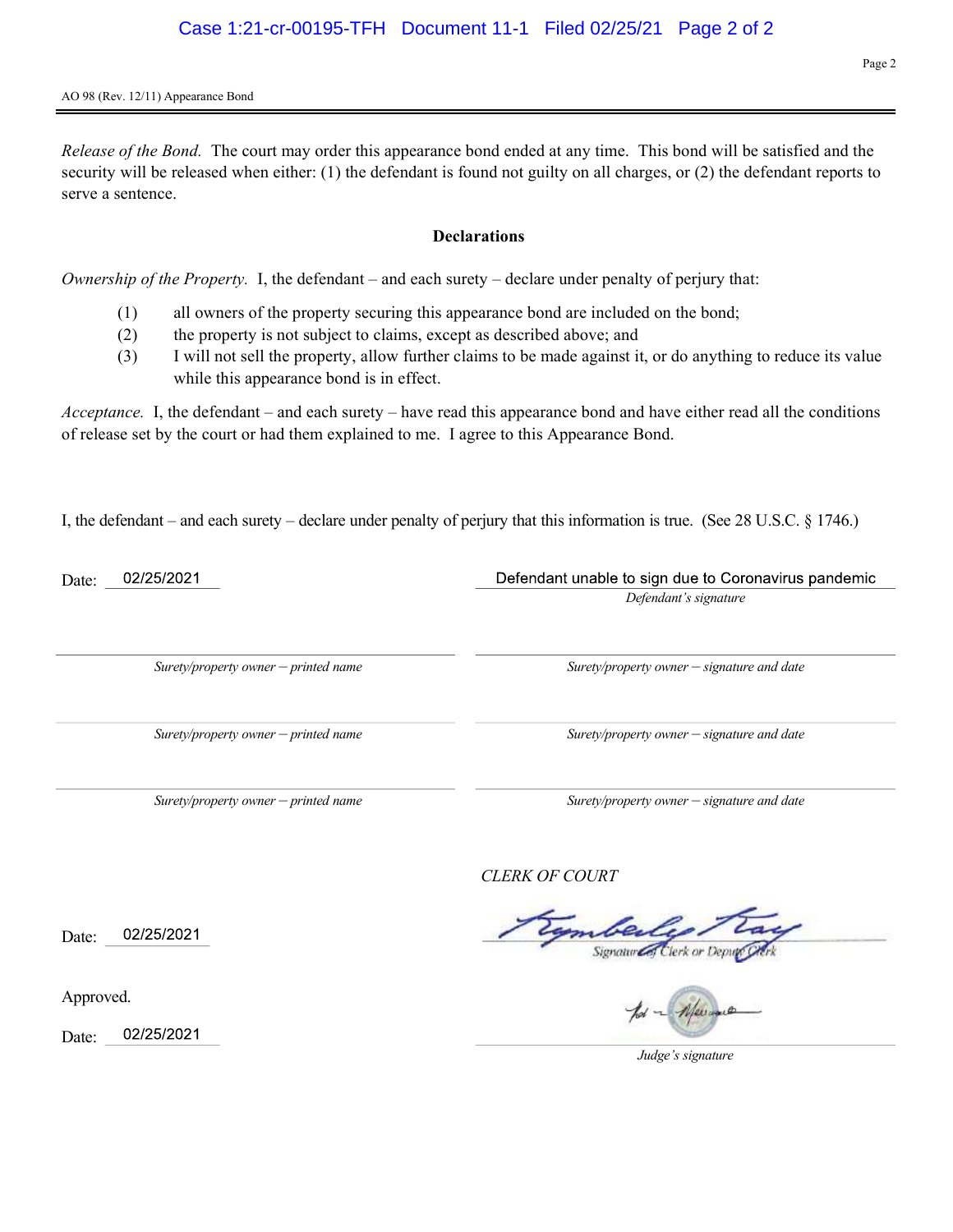AO 98 (Rev. 12/11) Appearance Bond

*Release of the Bond.* The court may order this appearance bond ended at any time. This bond will be satisfied and the security will be released when either: (1) the defendant is found not guilty on all charges, or (2) the defendant reports to serve a sentence.

**Declarations**

*Ownership of the Property.* I, the defendant – and each surety – declare under penalty of perjury that:

(1) all owners of the property securing this appearance bond are included on the bond;
(2) the property is not subject to claims, except as described above; and
(3) I will not sell the property, allow further claims to be made against it, or do anything to reduce its value while this appearance bond is in effect.

*Acceptance.* I, the defendant – and each surety – have read this appearance bond and have either read all the conditions of release set by the court or had them explained to me. I agree to this Appearance Bond.

I, the defendant – and each surety – declare under penalty of perjury that this information is true. (See 28 U.S.C. § 1746.)

Date: 02/25/2021

Defendant unable to sign due to Coronavirus pandemic
*Defendant's signature*

*Surety/property owner – printed name* | *Surety/property owner – signature and date*

*Surety/property owner – printed name* | *Surety/property owner – signature and date*

*Surety/property owner – printed name* | *Surety/property owner – signature and date*

*CLERK OF COURT*

Date: 02/25/2021

Kymberly Kay
*Signature of Clerk or Deputy Clerk*

Approved.

Date: 02/25/2021

*Judge's signature*